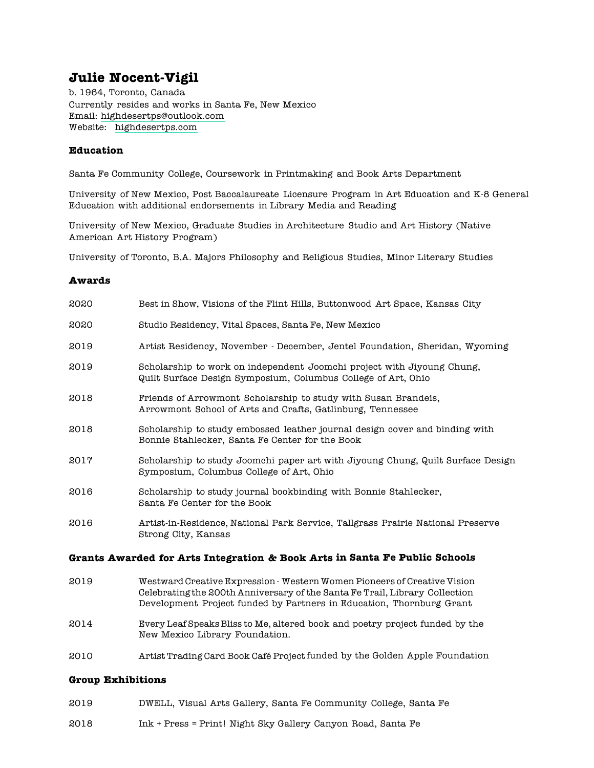# Julie Nocent-Vigil

b. 1964, Toronto, Canada
Currently resides and works in Santa Fe, New Mexico
Email: highdesertps@outlook.com
Website: highdesertps.com

### Education

Santa Fe Community College, Coursework in Printmaking and Book Arts Department

University of New Mexico, Post Baccalaureate Licensure Program in Art Education and K-8 General Education with additional endorsements in Library Media and Reading

University of New Mexico, Graduate Studies in Architecture Studio and Art History (Native American Art History Program)

University of Toronto, B.A. Majors Philosophy and Religious Studies, Minor Literary Studies

### Awards

2020 Best in Show, Visions of the Flint Hills, Buttonwood Art Space, Kansas City

2020 Studio Residency, Vital Spaces, Santa Fe, New Mexico

2019 Artist Residency, November - December, Jentel Foundation, Sheridan, Wyoming

2019 Scholarship to work on independent Joomchi project with Jiyoung Chung, Quilt Surface Design Symposium, Columbus College of Art, Ohio

2018 Friends of Arrowmont Scholarship to study with Susan Brandeis, Arrowmont School of Arts and Crafts, Gatlinburg, Tennessee

2018 Scholarship to study embossed leather journal design cover and binding with Bonnie Stahlecker, Santa Fe Center for the Book

2017 Scholarship to study Joomchi paper art with Jiyoung Chung, Quilt Surface Design Symposium, Columbus College of Art, Ohio

2016 Scholarship to study journal bookbinding with Bonnie Stahlecker, Santa Fe Center for the Book

2016 Artist-in-Residence, National Park Service, Tallgrass Prairie National Preserve Strong City, Kansas

### Grants Awarded for Arts Integration & Book Arts in Santa Fe Public Schools

2019 Westward Creative Expression - Western Women Pioneers of Creative Vision Celebrating the 200th Anniversary of the Santa Fe Trail, Library Collection Development Project funded by Partners in Education, Thornburg Grant

2014 Every Leaf Speaks Bliss to Me, altered book and poetry project funded by the New Mexico Library Foundation.

2010 Artist Trading Card Book Café Project funded by the Golden Apple Foundation

### Group Exhibitions

2019 DWELL, Visual Arts Gallery, Santa Fe Community College, Santa Fe

2018 Ink + Press = Print! Night Sky Gallery Canyon Road, Santa Fe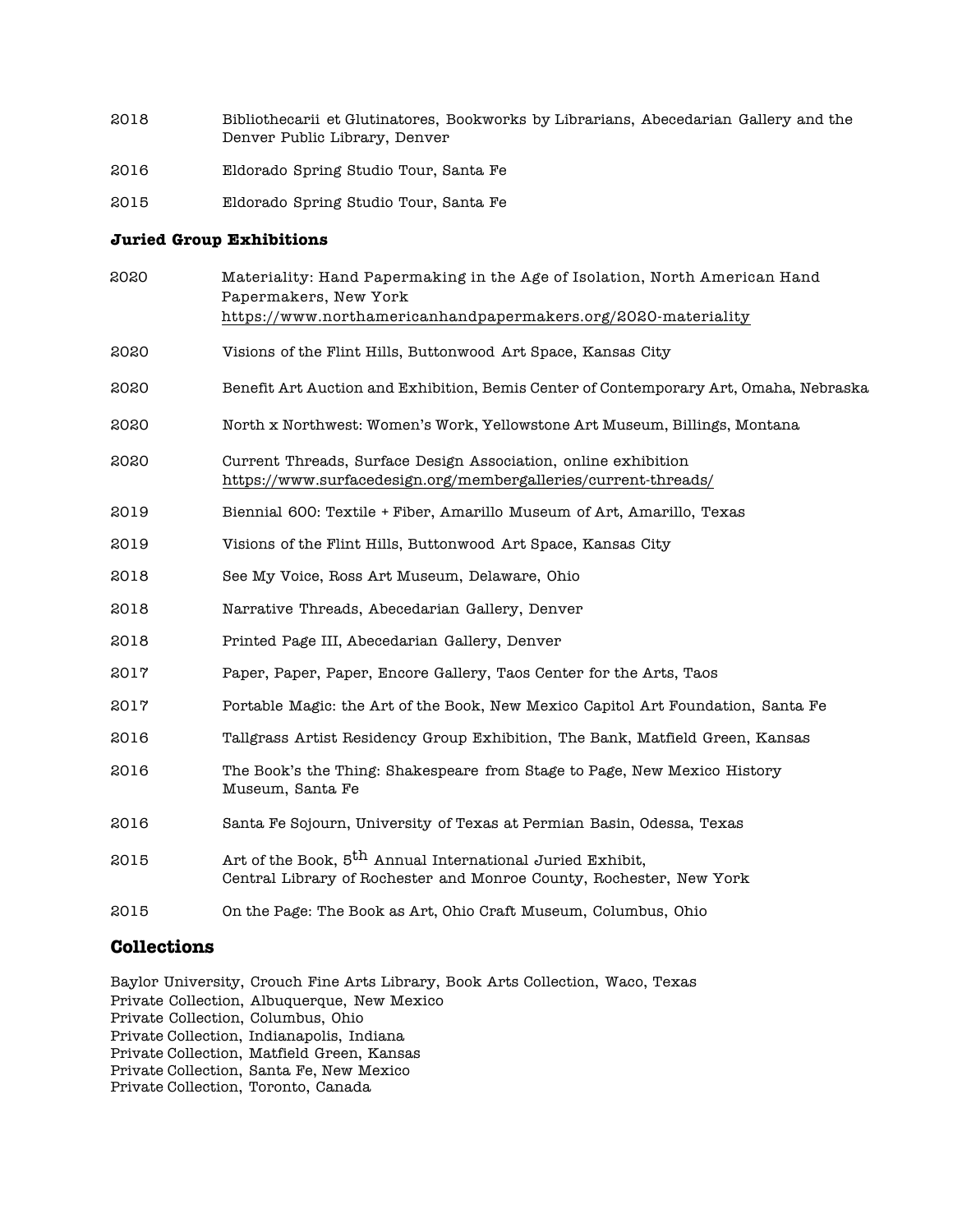2018 Bibliothecarii et Glutinatores, Bookworks by Librarians, Abecedarian Gallery and the Denver Public Library, Denver

2016 Eldorado Spring Studio Tour, Santa Fe

2015 Eldorado Spring Studio Tour, Santa Fe

### Juried Group Exhibitions

2020 Materiality: Hand Papermaking in the Age of Isolation, North American Hand Papermakers, New York
https://www.northamericanhandpapermakers.org/2020-materiality

2020 Visions of the Flint Hills, Buttonwood Art Space, Kansas City

2020 Benefit Art Auction and Exhibition, Bemis Center of Contemporary Art, Omaha, Nebraska

2020 North x Northwest: Women's Work, Yellowstone Art Museum, Billings, Montana

2020 Current Threads, Surface Design Association, online exhibition
https://www.surfacedesign.org/membergalleries/current-threads/

2019 Biennial 600: Textile + Fiber, Amarillo Museum of Art, Amarillo, Texas

2019 Visions of the Flint Hills, Buttonwood Art Space, Kansas City

2018 See My Voice, Ross Art Museum, Delaware, Ohio

2018 Narrative Threads, Abecedarian Gallery, Denver

2018 Printed Page III, Abecedarian Gallery, Denver

2017 Paper, Paper, Paper, Encore Gallery, Taos Center for the Arts, Taos

2017 Portable Magic: the Art of the Book, New Mexico Capitol Art Foundation, Santa Fe

2016 Tallgrass Artist Residency Group Exhibition, The Bank, Matfield Green, Kansas

2016 The Book's the Thing: Shakespeare from Stage to Page, New Mexico History Museum, Santa Fe

2016 Santa Fe Sojourn, University of Texas at Permian Basin, Odessa, Texas

2015 Art of the Book, 5th Annual International Juried Exhibit,
Central Library of Rochester and Monroe County, Rochester, New York

2015 On the Page: The Book as Art, Ohio Craft Museum, Columbus, Ohio

## Collections

Baylor University, Crouch Fine Arts Library, Book Arts Collection, Waco, Texas
Private Collection, Albuquerque, New Mexico
Private Collection, Columbus, Ohio
Private Collection, Indianapolis, Indiana
Private Collection, Matfield Green, Kansas
Private Collection, Santa Fe, New Mexico
Private Collection, Toronto, Canada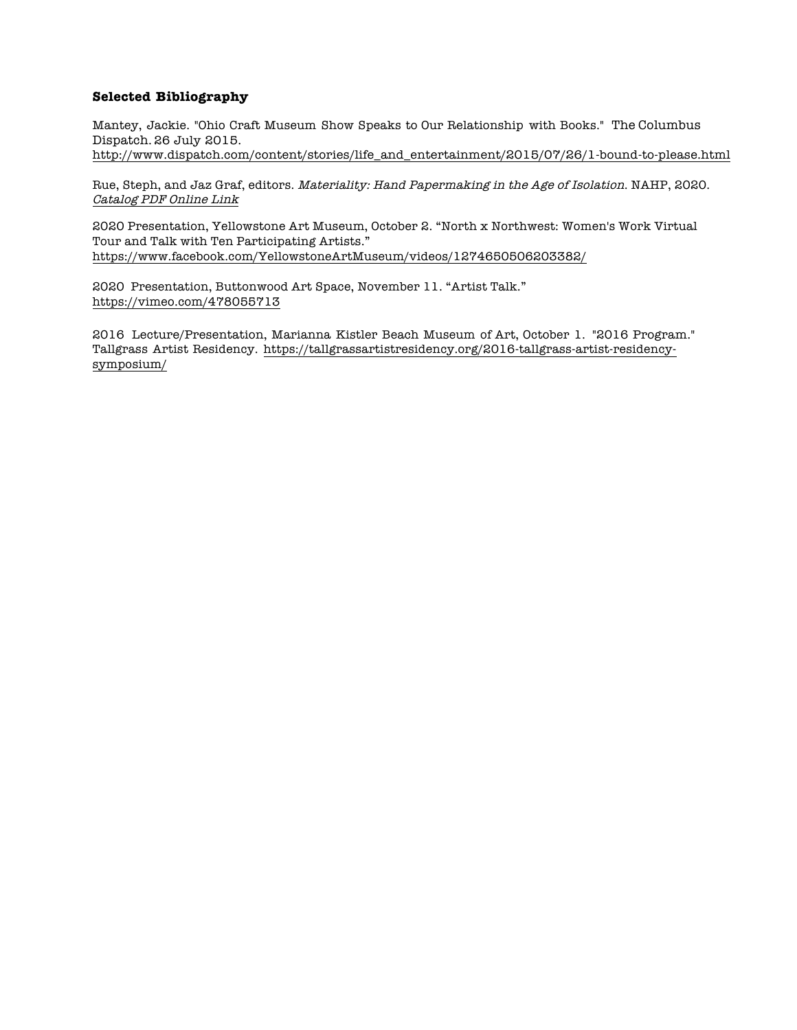**Selected Bibliography**

Mantey, Jackie. "Ohio Craft Museum Show Speaks to Our Relationship with Books." The Columbus Dispatch. 26 July 2015. http://www.dispatch.com/content/stories/life_and_entertainment/2015/07/26/1-bound-to-please.html

Rue, Steph, and Jaz Graf, editors. *Materiality: Hand Papermaking in the Age of Isolation.* NAHP, 2020. *Catalog PDF Online Link*

2020 Presentation, Yellowstone Art Museum, October 2. "North x Northwest: Women's Work Virtual Tour and Talk with Ten Participating Artists." https://www.facebook.com/YellowstoneArtMuseum/videos/1274650506203382/

2020 Presentation, Buttonwood Art Space, November 11. "Artist Talk." https://vimeo.com/478055713

2016 Lecture/Presentation, Marianna Kistler Beach Museum of Art, October 1. "2016 Program." Tallgrass Artist Residency. https://tallgrassartistresidency.org/2016-tallgrass-artist-residency-symposium/